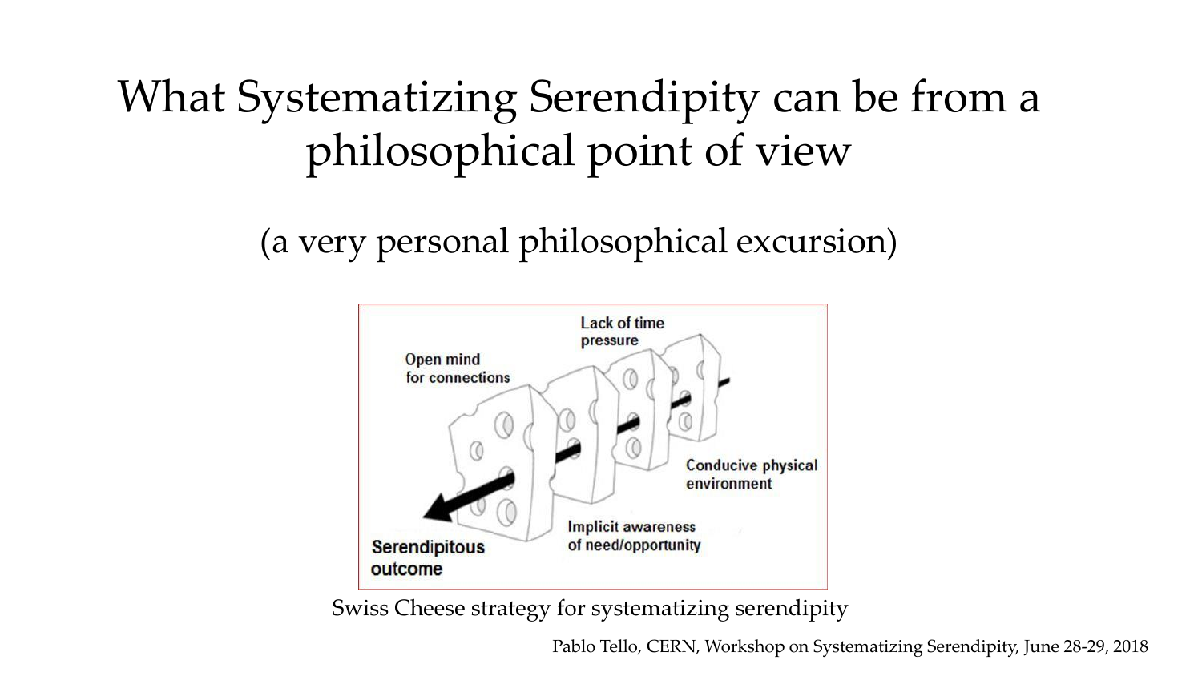# What Systematizing Serendipity can be from a philosophical point of view

(a very personal philosophical excursion)

Lack of time pressure

Open mind for connections

Conducive physical environment

Implicit awareness of need/opportunity

Serendipitous outcome

Swiss Cheese strategy for systematizing serendipity

Pablo Tello, CERN, Workshop on Systematizing Serendipity, June 28-29, 2018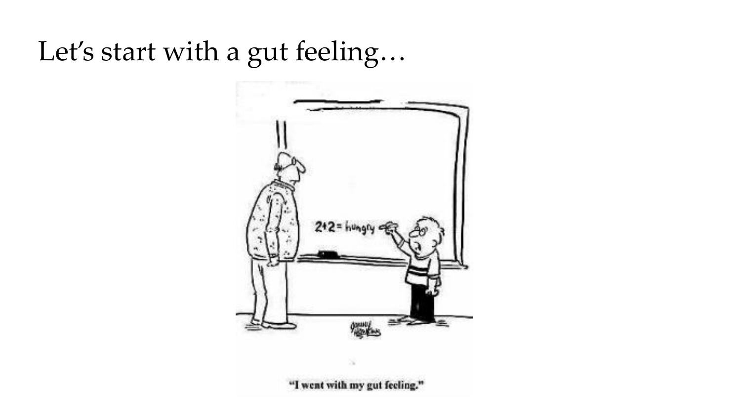# Let's start with a gut feeling…

2+2 = hungry

"I went with my gut feeling."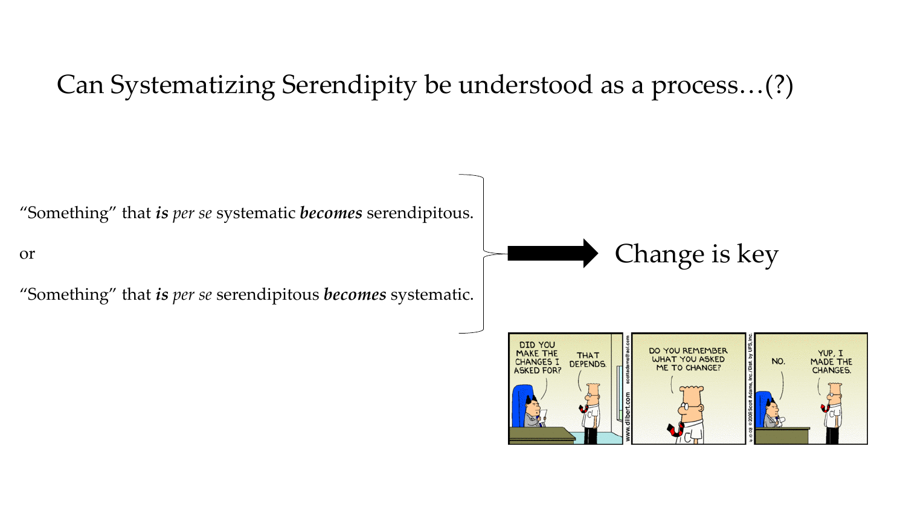# Can Systematizing Serendipity be understood as a process…(?)

"Something" that ***is*** *per se* systematic ***becomes*** serendipitous.

or

"Something" that ***is*** *per se* serendipitous ***becomes*** systematic.

→ Change is key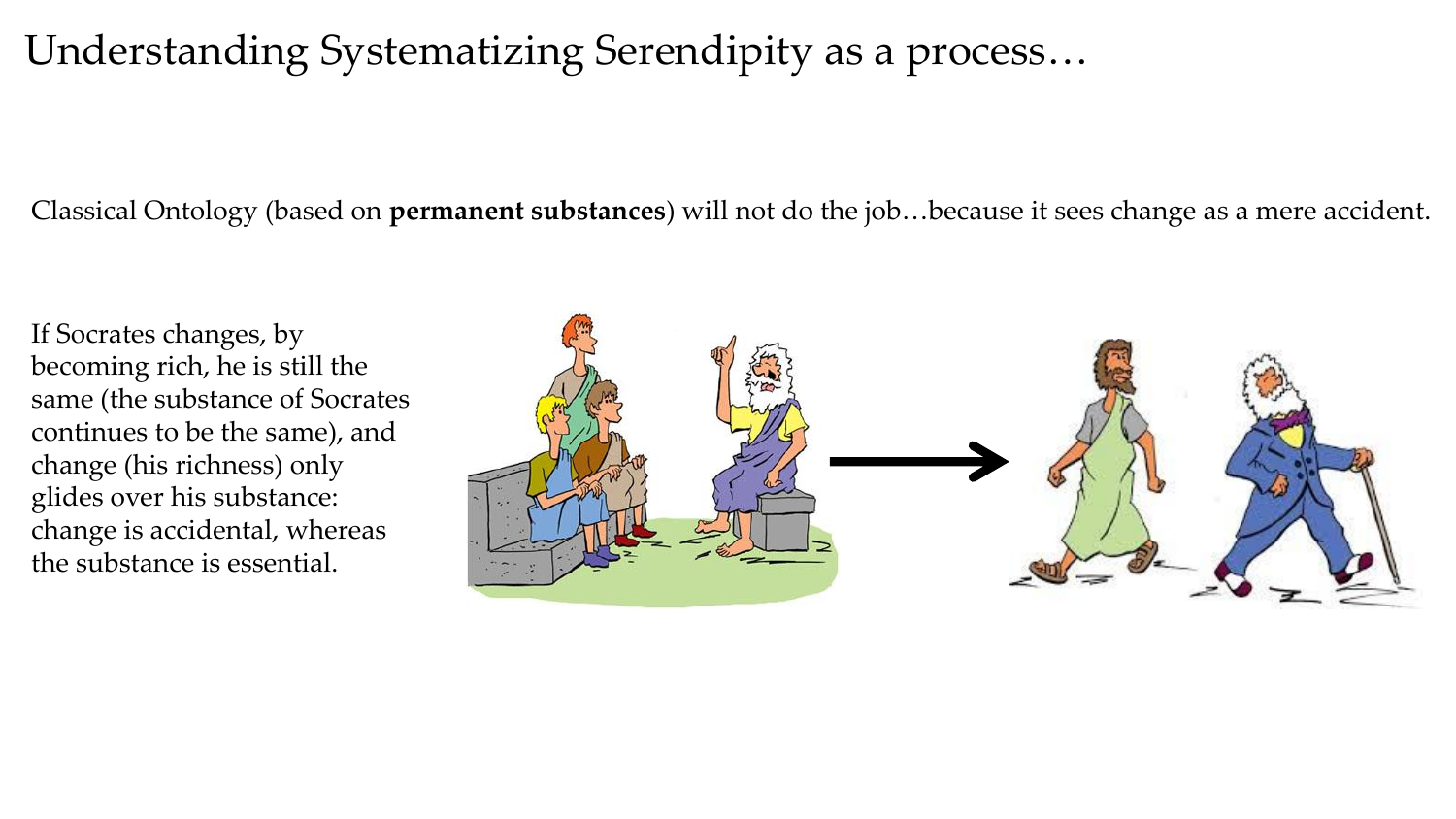# Understanding Systematizing Serendipity as a process…

Classical Ontology (based on **permanent substances**) will not do the job…because it sees change as a mere accident.

If Socrates changes, by becoming rich, he is still the same (the substance of Socrates continues to be the same), and change (his richness) only glides over his substance: change is accidental, whereas the substance is essential.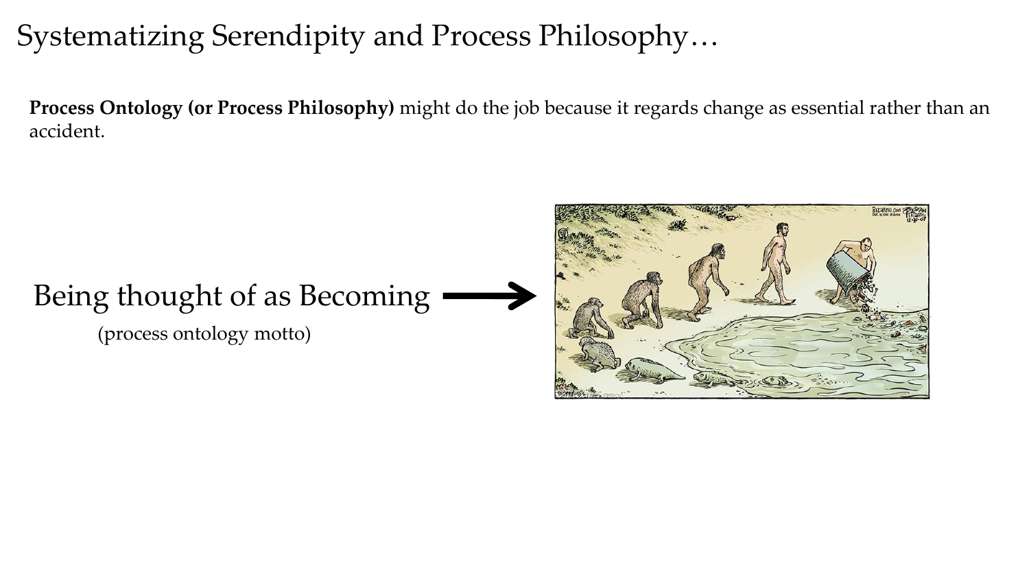# Systematizing Serendipity and Process Philosophy…

**Process Ontology (or Process Philosophy)** might do the job because it regards change as essential rather than an accident.

Being thought of as Becoming →

(process ontology motto)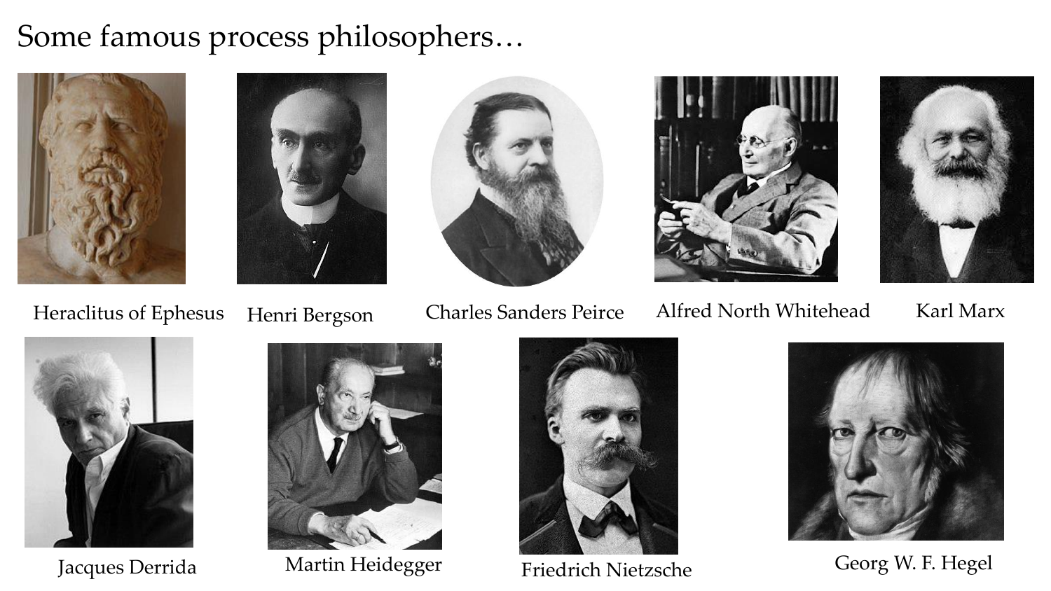# Some famous process philosophers…

Heraclitus of Ephesus

Henri Bergson

Charles Sanders Peirce

Alfred North Whitehead

Karl Marx

Jacques Derrida

Martin Heidegger

Friedrich Nietzsche

Georg W. F. Hegel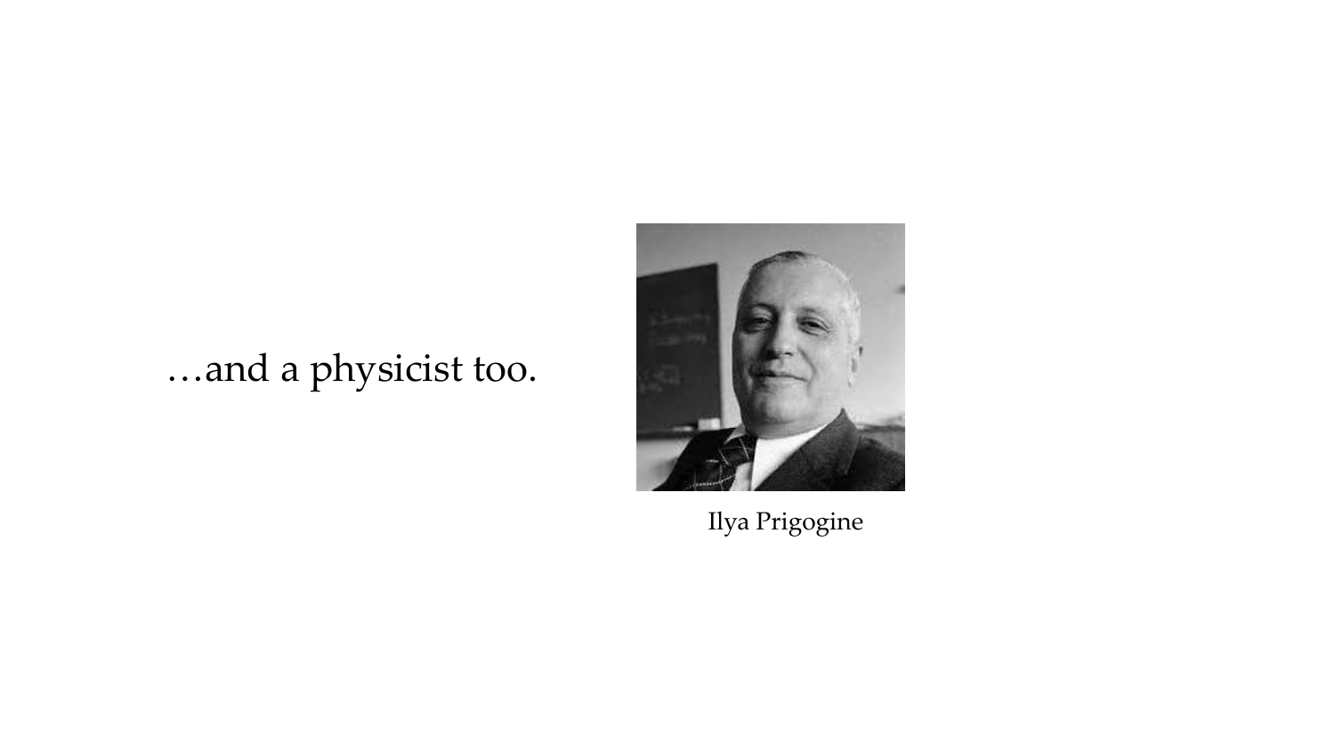…and a physicist too.

Ilya Prigogine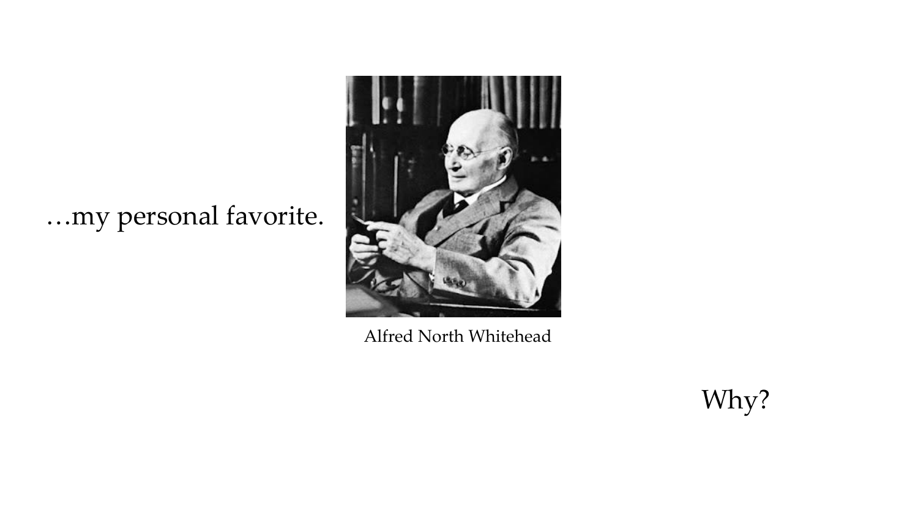…my personal favorite.

Alfred North Whitehead

Why?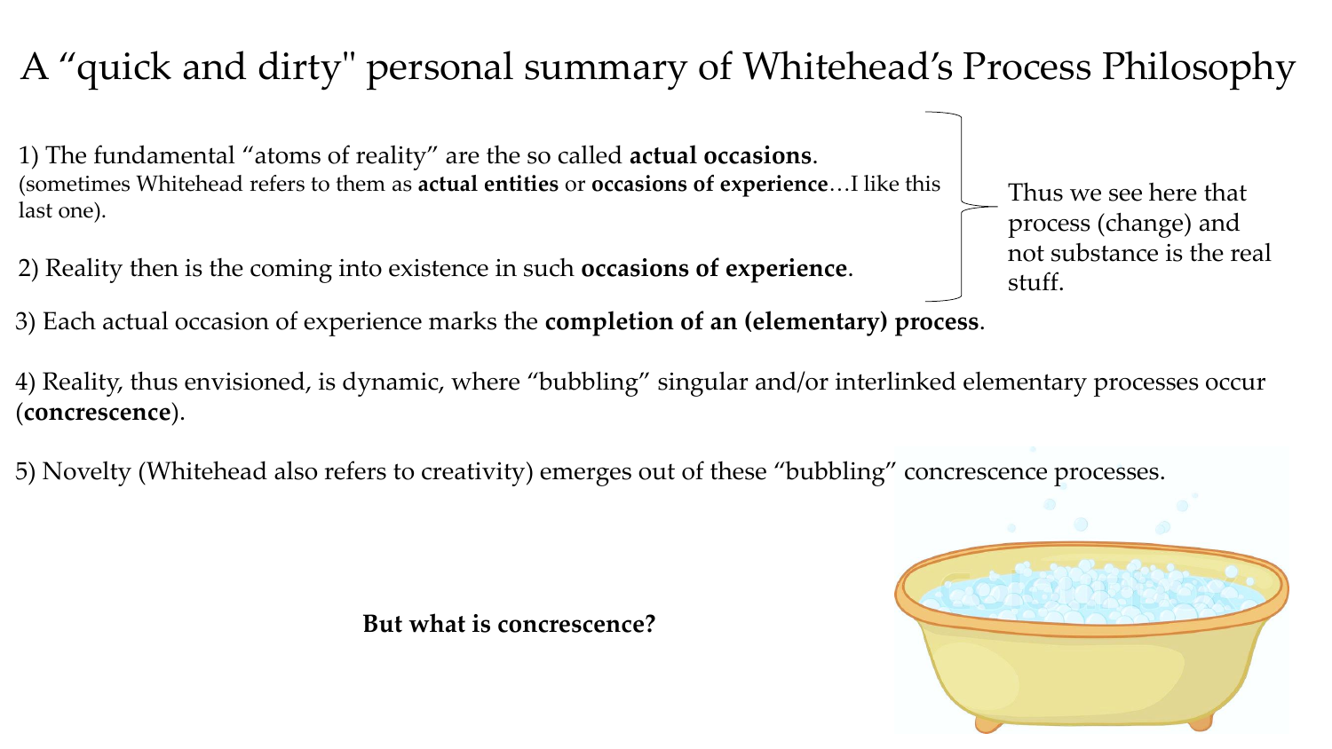# A "quick and dirty" personal summary of Whitehead's Process Philosophy

1) The fundamental "atoms of reality" are the so called **actual occasions**.
(sometimes Whitehead refers to them as **actual entities** or **occasions of experience**…I like this last one).

2) Reality then is the coming into existence in such **occasions of experience**.

Thus we see here that process (change) and not substance is the real stuff.

3) Each actual occasion of experience marks the **completion of an (elementary) process**.

4) Reality, thus envisioned, is dynamic, where "bubbling" singular and/or interlinked elementary processes occur (**concrescence**).

5) Novelty (Whitehead also refers to creativity) emerges out of these "bubbling" concrescence processes.

**But what is concrescence?**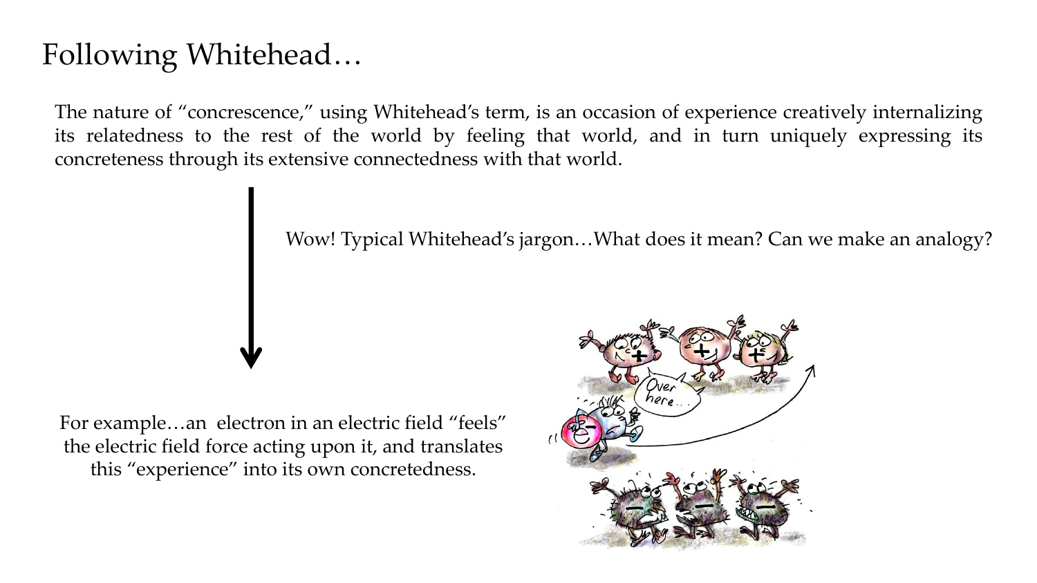# Following Whitehead…

The nature of "concrescence," using Whitehead's term, is an occasion of experience creatively internalizing its relatedness to the rest of the world by feeling that world, and in turn uniquely expressing its concreteness through its extensive connectedness with that world.

Wow! Typical Whitehead's jargon…What does it mean? Can we make an analogy?

For example…an electron in an electric field "feels" the electric field force acting upon it, and translates this "experience" into its own concretedness.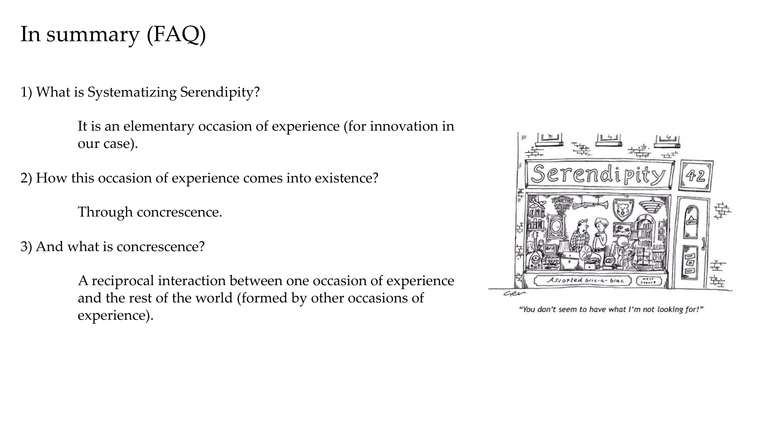# In summary (FAQ)

1) What is Systematizing Serendipity?

> It is an elementary occasion of experience (for innovation in our case).

2) How this occasion of experience comes into existence?

> Through concrescence.

3) And what is concrescence?

> A reciprocal interaction between one occasion of experience and the rest of the world (formed by other occasions of experience).

"You don't seem to have what I'm not looking for!"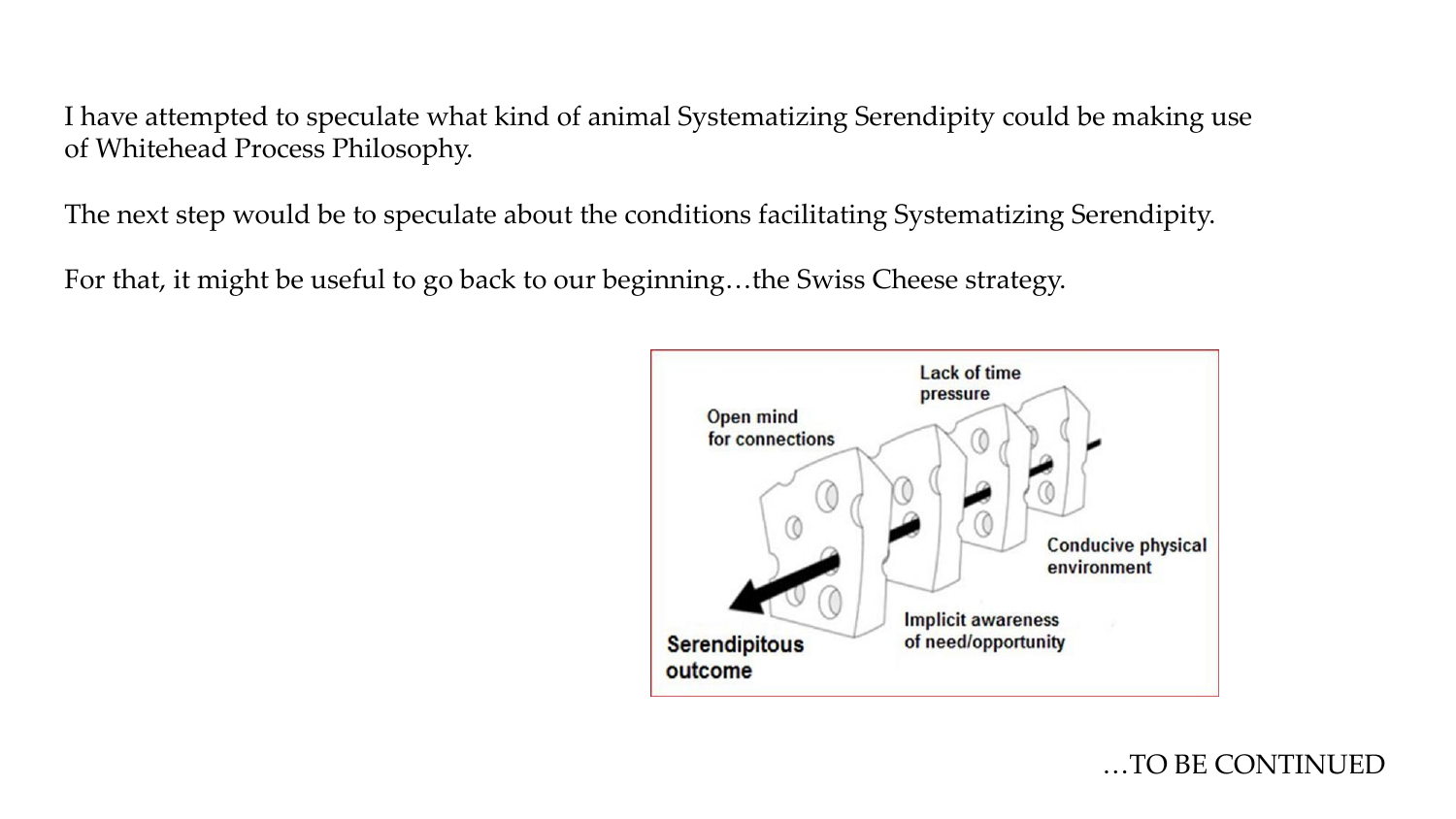I have attempted to speculate what kind of animal Systematizing Serendipity could be making use of Whitehead Process Philosophy.

The next step would be to speculate about the conditions facilitating Systematizing Serendipity.

For that, it might be useful to go back to our beginning…the Swiss Cheese strategy.

Open mind for connections

Lack of time pressure

Conducive physical environment

Implicit awareness of need/opportunity

Serendipitous outcome

…TO BE CONTINUED